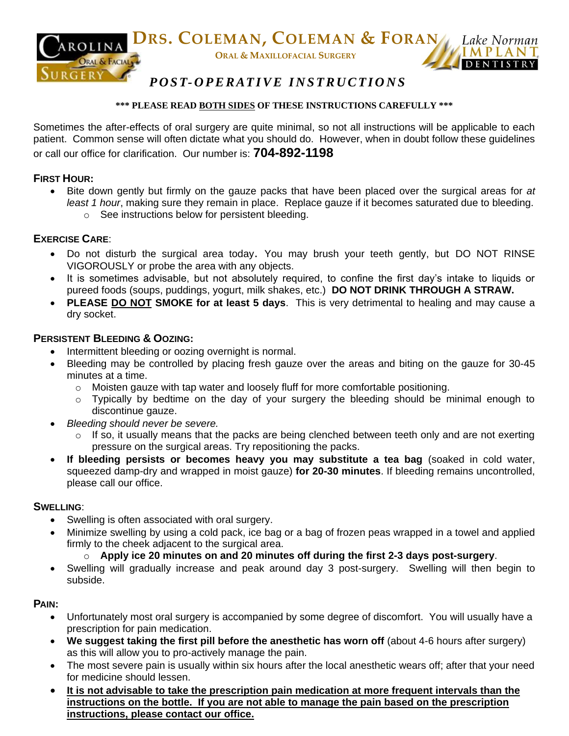**Carolina Oral & Facial Surgery**

# Drs. Coleman, Coleman & Foran

**Oral & Maxillofacial Surgery**

Lake Norman Implant Dentistry

## *POST-OPERATIVE INSTRUCTIONS*

**\*\*\* PLEASE READ BOTH SIDES OF THESE INSTRUCTIONS CAREFULLY \*\*\***

Sometimes the after-effects of oral surgery are quite minimal, so not all instructions will be applicable to each patient. Common sense will often dictate what you should do. However, when in doubt follow these guidelines or call our office for clarification. Our number is: **704-892-1198**

### First Hour:

- Bite down gently but firmly on the gauze packs that have been placed over the surgical areas for *at least 1 hour*, making sure they remain in place. Replace gauze if it becomes saturated due to bleeding.
  - See instructions below for persistent bleeding.

### Exercise Care:

- Do not disturb the surgical area today**.** You may brush your teeth gently, but DO NOT RINSE VIGOROUSLY or probe the area with any objects.
- It is sometimes advisable, but not absolutely required, to confine the first day's intake to liquids or pureed foods (soups, puddings, yogurt, milk shakes, etc.) **DO NOT DRINK THROUGH A STRAW.**
- **PLEASE DO NOT SMOKE for at least 5 days**. This is very detrimental to healing and may cause a dry socket.

### Persistent Bleeding & Oozing:

- Intermittent bleeding or oozing overnight is normal.
- Bleeding may be controlled by placing fresh gauze over the areas and biting on the gauze for 30-45 minutes at a time.
  - Moisten gauze with tap water and loosely fluff for more comfortable positioning.
  - Typically by bedtime on the day of your surgery the bleeding should be minimal enough to discontinue gauze.
- *Bleeding should never be severe.*
  - If so, it usually means that the packs are being clenched between teeth only and are not exerting pressure on the surgical areas. Try repositioning the packs.
- **If bleeding persists or becomes heavy you may substitute a tea bag** (soaked in cold water, squeezed damp-dry and wrapped in moist gauze) **for 20-30 minutes**. If bleeding remains uncontrolled, please call our office.

### Swelling:

- Swelling is often associated with oral surgery.
- Minimize swelling by using a cold pack, ice bag or a bag of frozen peas wrapped in a towel and applied firmly to the cheek adjacent to the surgical area.
  - **Apply ice 20 minutes on and 20 minutes off during the first 2-3 days post-surgery**.
- Swelling will gradually increase and peak around day 3 post-surgery. Swelling will then begin to subside.

### Pain:

- Unfortunately most oral surgery is accompanied by some degree of discomfort. You will usually have a prescription for pain medication.
- **We suggest taking the first pill before the anesthetic has worn off** (about 4-6 hours after surgery) as this will allow you to pro-actively manage the pain.
- The most severe pain is usually within six hours after the local anesthetic wears off; after that your need for medicine should lessen.
- **It is not advisable to take the prescription pain medication at more frequent intervals than the instructions on the bottle. If you are not able to manage the pain based on the prescription instructions, please contact our office.**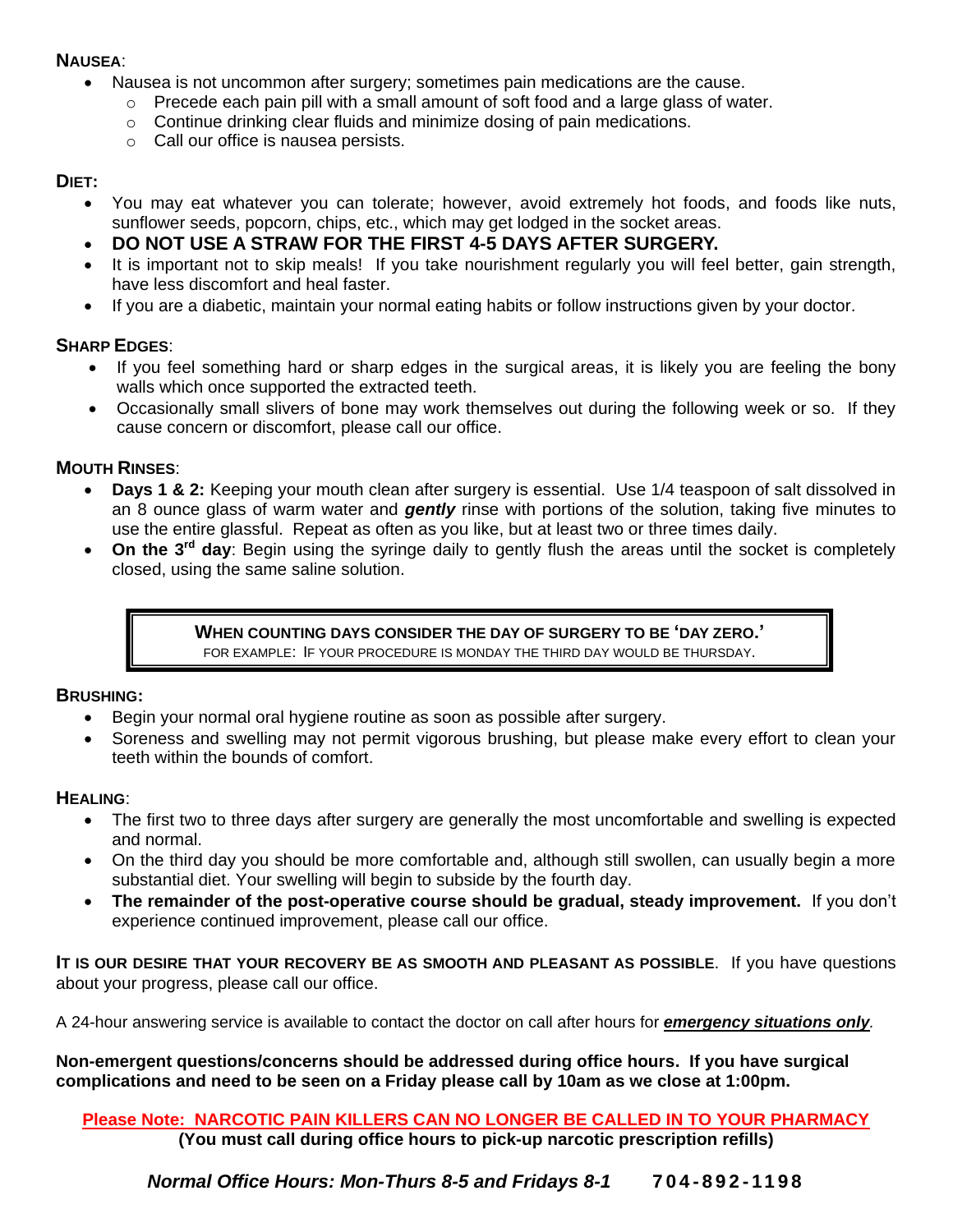**NAUSEA**:

- Nausea is not uncommon after surgery; sometimes pain medications are the cause.
  - Precede each pain pill with a small amount of soft food and a large glass of water.
  - Continue drinking clear fluids and minimize dosing of pain medications.
  - Call our office is nausea persists.

**DIET:**

- You may eat whatever you can tolerate; however, avoid extremely hot foods, and foods like nuts, sunflower seeds, popcorn, chips, etc., which may get lodged in the socket areas.
- **DO NOT USE A STRAW FOR THE FIRST 4-5 DAYS AFTER SURGERY.**
- It is important not to skip meals! If you take nourishment regularly you will feel better, gain strength, have less discomfort and heal faster.
- If you are a diabetic, maintain your normal eating habits or follow instructions given by your doctor.

**SHARP EDGES**:

- If you feel something hard or sharp edges in the surgical areas, it is likely you are feeling the bony walls which once supported the extracted teeth.
- Occasionally small slivers of bone may work themselves out during the following week or so. If they cause concern or discomfort, please call our office.

**MOUTH RINSES**:

- **Days 1 & 2:** Keeping your mouth clean after surgery is essential. Use 1/4 teaspoon of salt dissolved in an 8 ounce glass of warm water and ***gently*** rinse with portions of the solution, taking five minutes to use the entire glassful. Repeat as often as you like, but at least two or three times daily.
- **On the 3rd day**: Begin using the syringe daily to gently flush the areas until the socket is completely closed, using the same saline solution.

**WHEN COUNTING DAYS CONSIDER THE DAY OF SURGERY TO BE 'DAY ZERO.'**
FOR EXAMPLE: IF YOUR PROCEDURE IS MONDAY THE THIRD DAY WOULD BE THURSDAY.

**BRUSHING:**

- Begin your normal oral hygiene routine as soon as possible after surgery.
- Soreness and swelling may not permit vigorous brushing, but please make every effort to clean your teeth within the bounds of comfort.

**HEALING**:

- The first two to three days after surgery are generally the most uncomfortable and swelling is expected and normal.
- On the third day you should be more comfortable and, although still swollen, can usually begin a more substantial diet. Your swelling will begin to subside by the fourth day.
- **The remainder of the post-operative course should be gradual, steady improvement.** If you don't experience continued improvement, please call our office.

**IT IS OUR DESIRE THAT YOUR RECOVERY BE AS SMOOTH AND PLEASANT AS POSSIBLE**. If you have questions about your progress, please call our office.

A 24-hour answering service is available to contact the doctor on call after hours for ***emergency situations only***.

**Non-emergent questions/concerns should be addressed during office hours. If you have surgical complications and need to be seen on a Friday please call by 10am as we close at 1:00pm.**

**Please Note: NARCOTIC PAIN KILLERS CAN NO LONGER BE CALLED IN TO YOUR PHARMACY**
**(You must call during office hours to pick-up narcotic prescription refills)**

***Normal Office Hours: Mon-Thurs 8-5 and Fridays 8-1*** **704-892-1198**